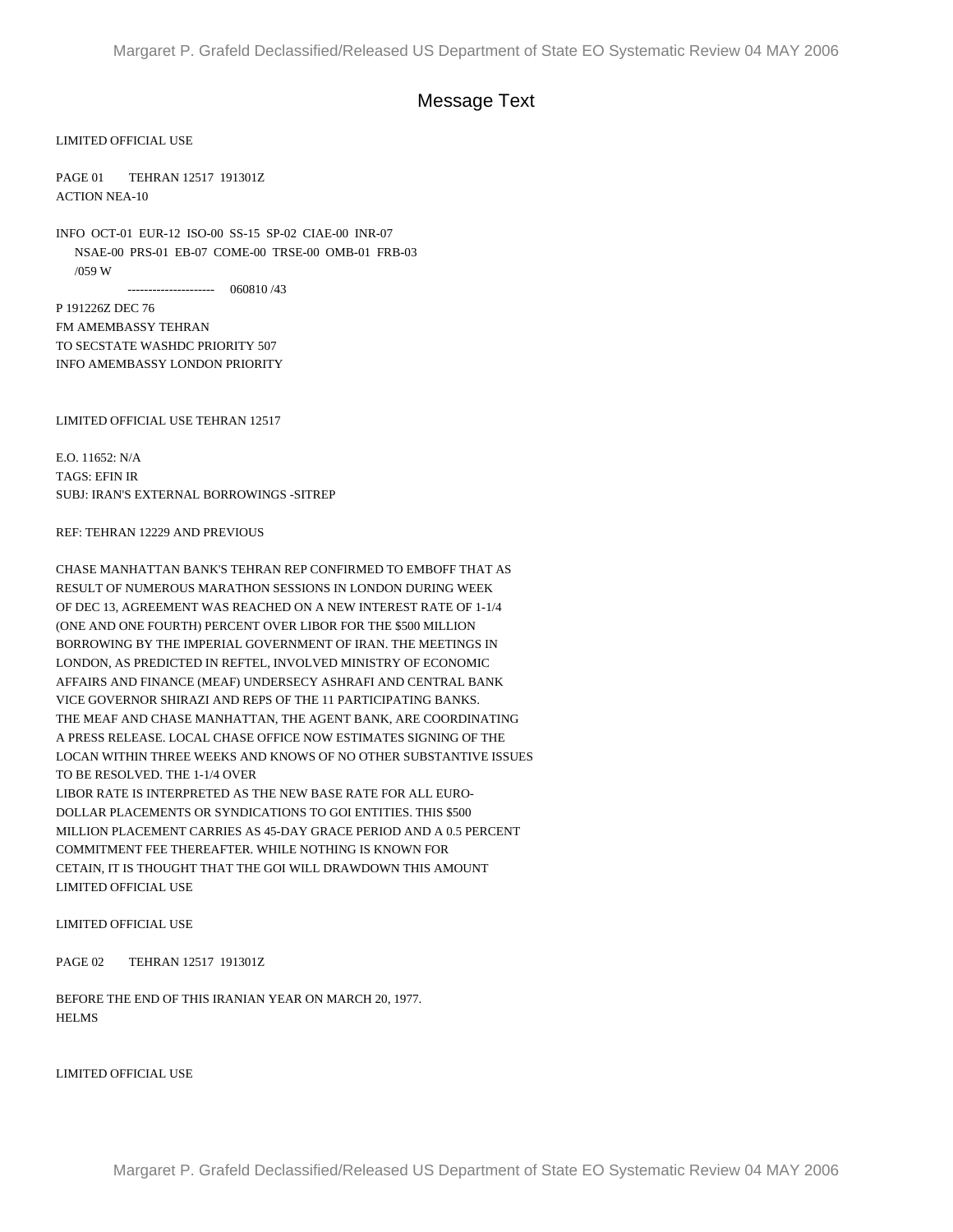# Message Text

LIMITED OFFICIAL USE

PAGE 01 TEHRAN 12517 191301Z
ACTION NEA-10

INFO OCT-01 EUR-12 ISO-00 SS-15 SP-02 CIAE-00 INR-07
NSAE-00 PRS-01 EB-07 COME-00 TRSE-00 OMB-01 FRB-03
/059 W
--------------------- 060810 /43

P 191226Z DEC 76
FM AMEMBASSY TEHRAN
TO SECSTATE WASHDC PRIORITY 507
INFO AMEMBASSY LONDON PRIORITY

LIMITED OFFICIAL USE TEHRAN 12517

E.O. 11652: N/A
TAGS: EFIN IR
SUBJ: IRAN'S EXTERNAL BORROWINGS -SITREP

REF: TEHRAN 12229 AND PREVIOUS

CHASE MANHATTAN BANK'S TEHRAN REP CONFIRMED TO EMBOFF THAT AS RESULT OF NUMEROUS MARATHON SESSIONS IN LONDON DURING WEEK OF DEC 13, AGREEMENT WAS REACHED ON A NEW INTEREST RATE OF 1-1/4 (ONE AND ONE FOURTH) PERCENT OVER LIBOR FOR THE $500 MILLION BORROWING BY THE IMPERIAL GOVERNMENT OF IRAN. THE MEETINGS IN LONDON, AS PREDICTED IN REFTEL, INVOLVED MINISTRY OF ECONOMIC AFFAIRS AND FINANCE (MEAF) UNDERSECY ASHRAFI AND CENTRAL BANK VICE GOVERNOR SHIRAZI AND REPS OF THE 11 PARTICIPATING BANKS. THE MEAF AND CHASE MANHATTAN, THE AGENT BANK, ARE COORDINATING A PRESS RELEASE. LOCAL CHASE OFFICE NOW ESTIMATES SIGNING OF THE LOCAN WITHIN THREE WEEKS AND KNOWS OF NO OTHER SUBSTANTIVE ISSUES TO BE RESOLVED. THE 1-1/4 OVER LIBOR RATE IS INTERPRETED AS THE NEW BASE RATE FOR ALL EURO-DOLLAR PLACEMENTS OR SYNDICATIONS TO GOI ENTITIES. THIS $500 MILLION PLACEMENT CARRIES AS 45-DAY GRACE PERIOD AND A 0.5 PERCENT COMMITMENT FEE THEREAFTER. WHILE NOTHING IS KNOWN FOR CETAIN, IT IS THOUGHT THAT THE GOI WILL DRAWDOWN THIS AMOUNT
LIMITED OFFICIAL USE

LIMITED OFFICIAL USE

PAGE 02 TEHRAN 12517 191301Z

BEFORE THE END OF THIS IRANIAN YEAR ON MARCH 20, 1977.
HELMS

LIMITED OFFICIAL USE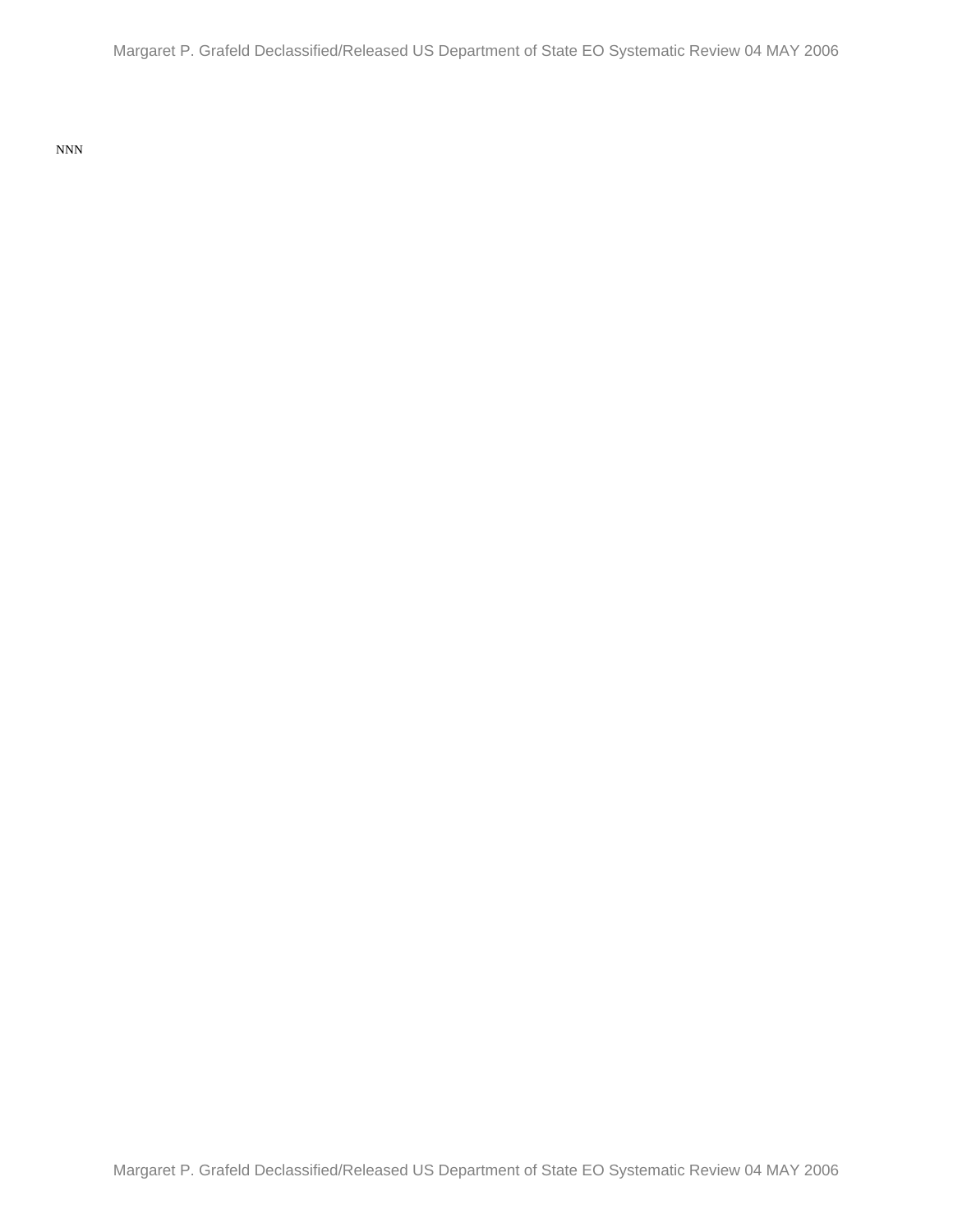NNN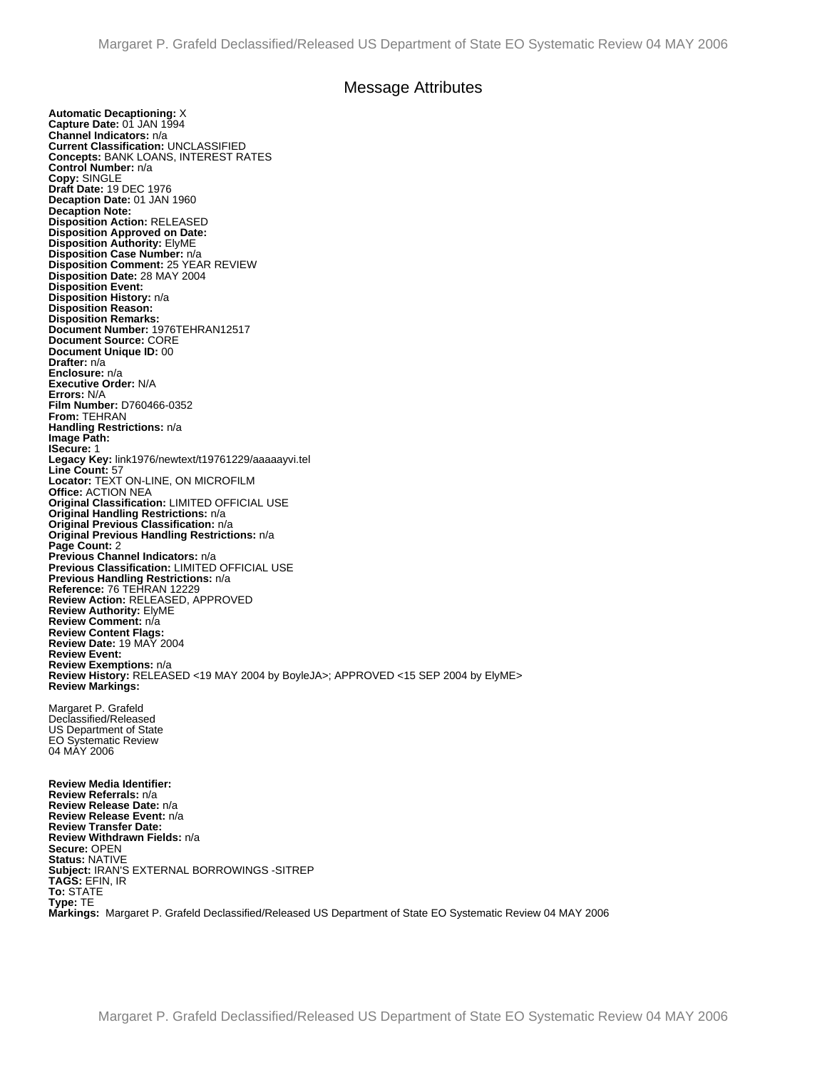# Message Attributes

**Automatic Decaptioning:** X
**Capture Date:** 01 JAN 1994
**Channel Indicators:** n/a
**Current Classification:** UNCLASSIFIED
**Concepts:** BANK LOANS, INTEREST RATES
**Control Number:** n/a
**Copy:** SINGLE
**Draft Date:** 19 DEC 1976
**Decaption Date:** 01 JAN 1960
**Decaption Note:**
**Disposition Action:** RELEASED
**Disposition Approved on Date:**
**Disposition Authority:** ElyME
**Disposition Case Number:** n/a
**Disposition Comment:** 25 YEAR REVIEW
**Disposition Date:** 28 MAY 2004
**Disposition Event:**
**Disposition History:** n/a
**Disposition Reason:**
**Disposition Remarks:**
**Document Number:** 1976TEHRAN12517
**Document Source:** CORE
**Document Unique ID:** 00
**Drafter:** n/a
**Enclosure:** n/a
**Executive Order:** N/A
**Errors:** N/A
**Film Number:** D760466-0352
**From:** TEHRAN
**Handling Restrictions:** n/a
**Image Path:**
**ISecure:** 1
**Legacy Key:** link1976/newtext/t19761229/aaaaayvi.tel
**Line Count:** 57
**Locator:** TEXT ON-LINE, ON MICROFILM
**Office:** ACTION NEA
**Original Classification:** LIMITED OFFICIAL USE
**Original Handling Restrictions:** n/a
**Original Previous Classification:** n/a
**Original Previous Handling Restrictions:** n/a
**Page Count:** 2
**Previous Channel Indicators:** n/a
**Previous Classification:** LIMITED OFFICIAL USE
**Previous Handling Restrictions:** n/a
**Reference:** 76 TEHRAN 12229
**Review Action:** RELEASED, APPROVED
**Review Authority:** ElyME
**Review Comment:** n/a
**Review Content Flags:**
**Review Date:** 19 MAY 2004
**Review Event:**
**Review Exemptions:** n/a
**Review History:** RELEASED <19 MAY 2004 by BoyleJA>; APPROVED <15 SEP 2004 by ElyME>
**Review Markings:**

Margaret P. Grafeld
Declassified/Released
US Department of State
EO Systematic Review
04 MAY 2006

**Review Media Identifier:**
**Review Referrals:** n/a
**Review Release Date:** n/a
**Review Release Event:** n/a
**Review Transfer Date:**
**Review Withdrawn Fields:** n/a
**Secure:** OPEN
**Status:** NATIVE
**Subject:** IRAN'S EXTERNAL BORROWINGS -SITREP
**TAGS:** EFIN, IR
**To:** STATE
**Type:** TE
**Markings:** Margaret P. Grafeld Declassified/Released US Department of State EO Systematic Review 04 MAY 2006